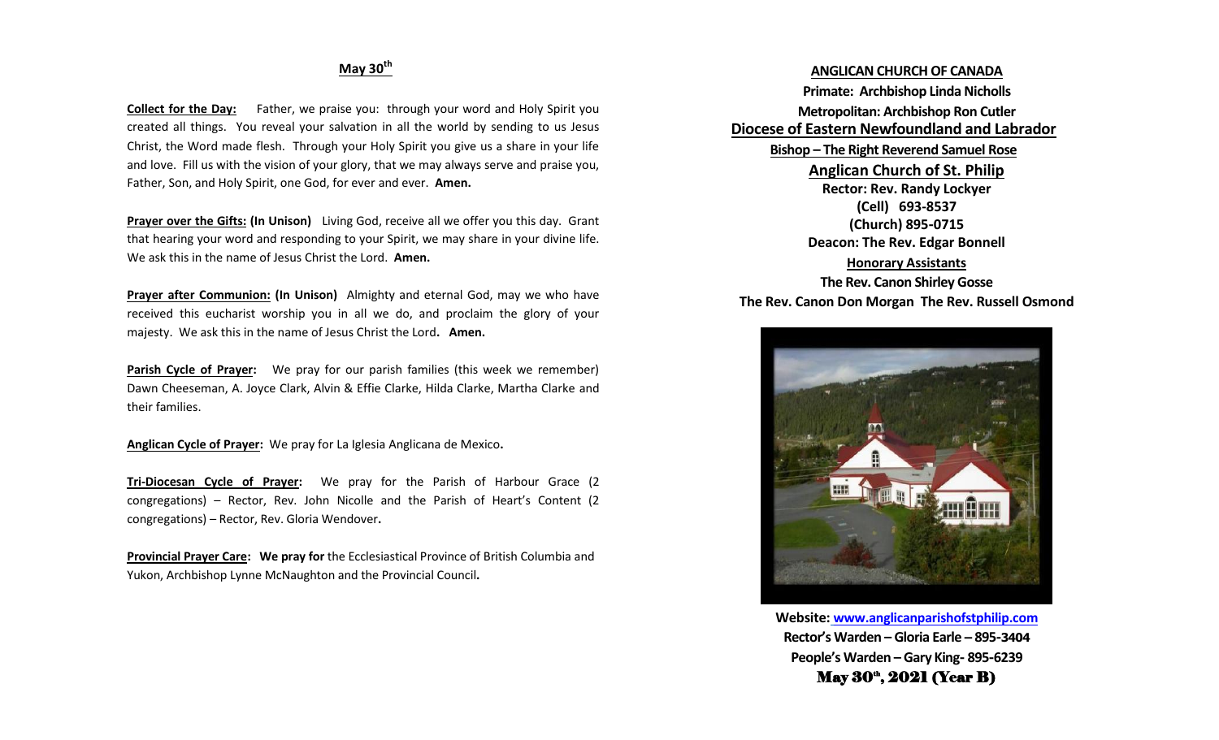## May 30th

**Collect for the Day:** Father, we praise you: through your word and Holy Spirit you created all things. You reveal your salvation in all the world by sending to us Jesus Christ, the Word made flesh. Through your Holy Spirit you give us a share in your life and love. Fill us with the vision of your glory, that we may always serve and praise you, Father, Son, and Holy Spirit, one God, for ever and ever. **Amen.**

**Prayer over the Gifts: (In Unison)** Living God, receive all we offer you this day. Grant that hearing your word and responding to your Spirit, we may share in your divine life. We ask this in the name of Jesus Christ the Lord. **Amen.**

**Prayer after Communion: (In Unison)** Almighty and eternal God, may we who have received this eucharist worship you in all we do, and proclaim the glory of your majesty. We ask this in the name of Jesus Christ the Lord**. Amen.**

**Parish Cycle of Prayer:** We pray for our parish families (this week we remember) Dawn Cheeseman, A. Joyce Clark, Alvin & Effie Clarke, Hilda Clarke, Martha Clarke and their families.

**Anglican Cycle of Prayer:** We pray for La Iglesia Anglicana de Mexico**.**

**Tri-Diocesan Cycle of Prayer:** We pray for the Parish of Harbour Grace (2 congregations) – Rector, Rev. John Nicolle and the Parish of Heart's Content (2 congregations) – Rector, Rev. Gloria Wendover**.**

**Provincial Prayer Care: We pray for** the Ecclesiastical Province of British Columbia and Yukon, Archbishop Lynne McNaughton and the Provincial Council**.**

**ANGLICAN CHURCH OF CANADA**

**Primate: Archbishop Linda Nicholls**

**Metropolitan: Archbishop Ron Cutler**

**Diocese of Eastern Newfoundland and Labrador**

**Bishop – The Right Reverend Samuel Rose**

**Anglican Church of St. Philip**

**Rector: Rev. Randy Lockyer**

**(Cell) 693-8537**

**(Church) 895-0715**

**Deacon: The Rev. Edgar Bonnell**

**Honorary Assistants**

**The Rev. Canon Shirley Gosse**

**The Rev. Canon Don Morgan The Rev. Russell Osmond**

**Website: www.anglicanparishofstphilip.com**

**Rector's Warden – Gloria Earle – 895-3404**

**People's Warden – Gary King- 895-6239**

**May 30th, 2021 (Year B)**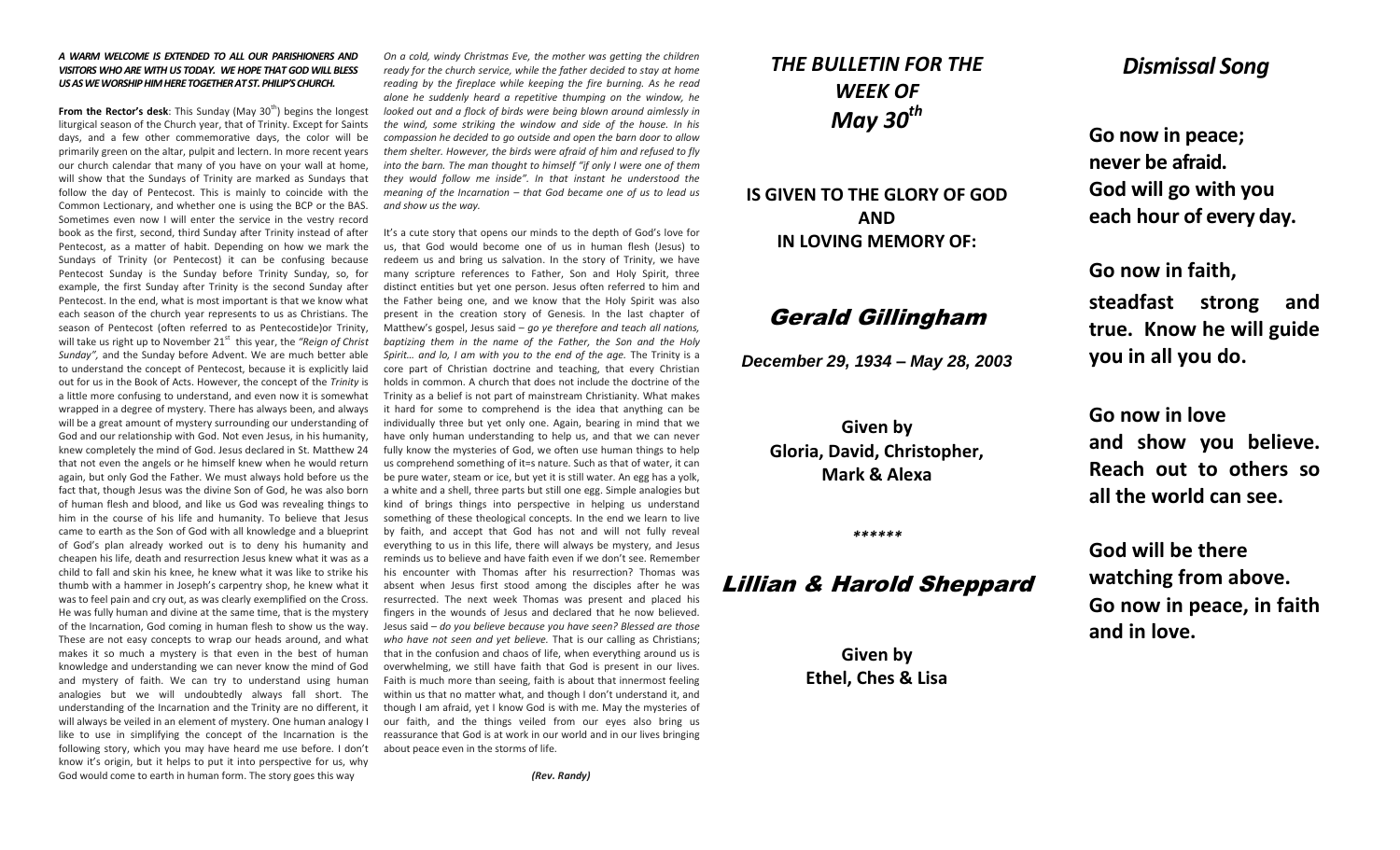***A WARM WELCOME IS EXTENDED TO ALL OUR PARISHIONERS AND VISITORS WHO ARE WITH US TODAY. WE HOPE THAT GOD WILL BLESS US AS WE WORSHIP HIM HERE TOGETHER AT ST. PHILIP'S CHURCH.***

**From the Rector's desk**: This Sunday (May 30th) begins the longest liturgical season of the Church year, that of Trinity. Except for Saints days, and a few other commemorative days, the color will be primarily green on the altar, pulpit and lectern. In more recent years our church calendar that many of you have on your wall at home, will show that the Sundays of Trinity are marked as Sundays that follow the day of Pentecost. This is mainly to coincide with the Common Lectionary, and whether one is using the BCP or the BAS. Sometimes even now I will enter the service in the vestry record book as the first, second, third Sunday after Trinity instead of after Pentecost, as a matter of habit. Depending on how we mark the Sundays of Trinity (or Pentecost) it can be confusing because Pentecost Sunday is the Sunday before Trinity Sunday, so, for example, the first Sunday after Trinity is the second Sunday after Pentecost. In the end, what is most important is that we know what each season of the church year represents to us as Christians. The season of Pentecost (often referred to as Pentecostide)or Trinity, will take us right up to November 21st this year, the *"Reign of Christ Sunday"*, and the Sunday before Advent. We are much better able to understand the concept of Pentecost, because it is explicitly laid out for us in the Book of Acts. However, the concept of the *Trinity* is a little more confusing to understand, and even now it is somewhat wrapped in a degree of mystery. There has always been, and always will be a great amount of mystery surrounding our understanding of God and our relationship with God. Not even Jesus, in his humanity, knew completely the mind of God. Jesus declared in St. Matthew 24 that not even the angels or he himself knew when he would return again, but only God the Father. We must always hold before us the fact that, though Jesus was the divine Son of God, he was also born of human flesh and blood, and like us God was revealing things to him in the course of his life and humanity. To believe that Jesus came to earth as the Son of God with all knowledge and a blueprint of God's plan already worked out is to deny his humanity and cheapen his life, death and resurrection Jesus knew what it was as a child to fall and skin his knee, he knew what it was like to strike his thumb with a hammer in Joseph's carpentry shop, he knew what it was to feel pain and cry out, as was clearly exemplified on the Cross. He was fully human and divine at the same time, that is the mystery of the Incarnation, God coming in human flesh to show us the way. These are not easy concepts to wrap our heads around, and what makes it so much a mystery is that even in the best of human knowledge and understanding we can never know the mind of God and mystery of faith. We can try to understand using human analogies but we will undoubtedly always fall short. The understanding of the Incarnation and the Trinity are no different, it will always be veiled in an element of mystery. One human analogy I like to use in simplifying the concept of the Incarnation is the following story, which you may have heard me use before. I don't know it's origin, but it helps to put it into perspective for us, why God would come to earth in human form. The story goes this way

*On a cold, windy Christmas Eve, the mother was getting the children ready for the church service, while the father decided to stay at home reading by the fireplace while keeping the fire burning. As he read alone he suddenly heard a repetitive thumping on the window, he looked out and a flock of birds were being blown around aimlessly in the wind, some striking the window and side of the house. In his compassion he decided to go outside and open the barn door to allow them shelter. However, the birds were afraid of him and refused to fly into the barn. The man thought to himself "if only I were one of them they would follow me inside". In that instant he understood the meaning of the Incarnation – that God became one of us to lead us and show us the way.*

It's a cute story that opens our minds to the depth of God's love for us, that God would become one of us in human flesh (Jesus) to redeem us and bring us salvation. In the story of Trinity, we have many scripture references to Father, Son and Holy Spirit, three distinct entities but yet one person. Jesus often referred to him and the Father being one, and we know that the Holy Spirit was also present in the creation story of Genesis. In the last chapter of Matthew's gospel, Jesus said – *go ye therefore and teach all nations, baptizing them in the name of the Father, the Son and the Holy Spirit… and lo, I am with you to the end of the age.* The Trinity is a core part of Christian doctrine and teaching, that every Christian holds in common. A church that does not include the doctrine of the Trinity as a belief is not part of mainstream Christianity. What makes it hard for some to comprehend is the idea that anything can be individually three but yet only one. Again, bearing in mind that we have only human understanding to help us, and that we can never fully know the mysteries of God, we often use human things to help us comprehend something of it=s nature. Such as that of water, it can be pure water, steam or ice, but yet it is still water. An egg has a yolk, a white and a shell, three parts but still one egg. Simple analogies but kind of brings things into perspective in helping us understand something of these theological concepts. In the end we learn to live by faith, and accept that God has not and will not fully reveal everything to us in this life, there will always be mystery, and Jesus reminds us to believe and have faith even if we don't see. Remember his encounter with Thomas after his resurrection? Thomas was absent when Jesus first stood among the disciples after he was resurrected. The next week Thomas was present and placed his fingers in the wounds of Jesus and declared that he now believed. Jesus said – *do you believe because you have seen? Blessed are those who have not seen and yet believe.* That is our calling as Christians; that in the confusion and chaos of life, when everything around us is overwhelming, we still have faith that God is present in our lives. Faith is much more than seeing, faith is about that innermost feeling within us that no matter what, and though I don't understand it, and though I am afraid, yet I know God is with me. May the mysteries of our faith, and the things veiled from our eyes also bring us reassurance that God is at work in our world and in our lives bringing about peace even in the storms of life.

***(Rev. Randy)***

# *THE BULLETIN FOR THE WEEK OF May 30th*

**IS GIVEN TO THE GLORY OF GOD AND IN LOVING MEMORY OF:**

## *Gerald Gillingham*

***December 29, 1934 – May 28, 2003***

**Given by Gloria, David, Christopher, Mark & Alexa**

******

## *Lillian & Harold Sheppard*

**Given by Ethel, Ches & Lisa**

# *Dismissal Song*

**Go now in peace;**
**never be afraid.**
**God will go with you**
**each hour of every day.**

**Go now in faith,**
**steadfast strong and true. Know he will guide you in all you do.**

**Go now in love**
**and show you believe. Reach out to others so all the world can see.**

**God will be there**
**watching from above.**
**Go now in peace, in faith and in love.**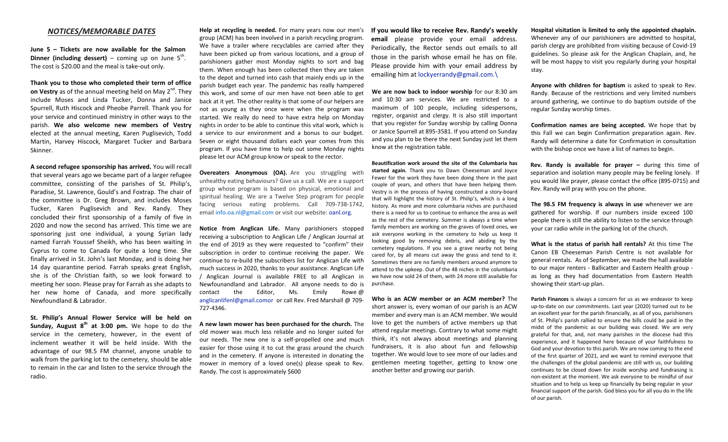## *NOTICES/MEMORABLE DATES*

**June 5 – Tickets are now available for the Salmon Dinner (including dessert)** – coming up on June 5th. The cost is $20.00 and the meal is take-out only.

**Thank you to those who completed their term of office on Vestry** as of the annual meeting held on May 2nd. They include Moses and Linda Tucker, Donna and Janice Spurrell, Ruth Hiscock and Pheobe Parrell. Thank you for your service and continued ministry in other ways to the parish. **We also welcome new members of Vestry** elected at the annual meeting, Karen Puglisevich, Todd Martin, Harvey Hiscock, Margaret Tucker and Barbara Skinner.

**A second refugee sponsorship has arrived.** You will recall that several years ago we became part of a larger refugee committee, consisting of the parishes of St. Philip's, Paradise, St. Lawrence, Gould's and Foxtrap. The chair of the committee is Dr. Greg Brown, and includes Moses Tucker, Karen Puglisevich and Rev. Randy. They concluded their first sponsorship of a family of five in 2020 and now the second has arrived. This time we are sponsoring just one individual, a young Syrian lady named Farrah Youssef Sheikh, who has been waiting in Cyprus to come to Canada for quite a long time. She finally arrived in St. John's last Monday, and is doing her 14 day quarantine period. Farrah speaks great English, she is of the Christian faith, so we look forward to meeting her soon. Please pray for Farrah as she adapts to her new home of Canada, and more specifically Newfoundland & Labrador.

**St. Philip's Annual Flower Service will be held on Sunday, August 8th at 3:00 pm.** We hope to do the service in the cemetery, however, in the event of inclement weather it will be held inside. With the advantage of our 98.5 FM channel, anyone unable to walk from the parking lot to the cemetery, should be able to remain in the car and listen to the service through the radio.

**Help at recycling is needed.** For many years now our men's group (ACM) has been involved in a parish recycling program. We have a trailer where recyclables are carried after they have been picked up from various locations, and a group of parishioners gather most Monday nights to sort and bag them. When enough has been collected then they are taken to the depot and turned into cash that mainly ends up in the parish budget each year. The pandemic has really hampered this work, and some of our men have not been able to get back at it yet. The other reality is that some of our helpers are not as young as they once were when the program was started. We really do need to have extra help on Monday nights in order to be able to continue this vital work, which is a service to our environment and a bonus to our budget. Seven or eight thousand dollars each year comes from this program. If you have time to help out some Monday nights please let our ACM group know or speak to the rector.

**Overeaters Anonymous (OA).** Are you struggling with unhealthy eating behaviours? Give us a call. We are a support group whose program is based on physical, emotional and spiritual healing. We are a Twelve Step program for people facing serious eating problems. Call 709-738-1742, email info.oa.nl@gmail.com or visit our website: oanl.org.

**Notice from Anglican Life.** Many parishioners stopped receiving a subscription to Anglican Life / Anglican Journal at the end of 2019 as they were requested to "confirm" their subscription in order to continue receiving the paper. We continue to re-build the subscribers list for Anglican Life with much success in 2020, thanks to your assistance. Anglican Life / Anglican Journal is available FREE to all Anglican in Newfounandland and Labrador. All anyone needs to do is contact the Editor, Ms. Emily Rowe @ anglicanlifenl@gmail.comor or call Rev. Fred Marshall @ 709-727-4346.

**A new lawn mower has been purchased for the church.** The old mower was much less reliable and no longer suited for our needs. The new one is a self-propelled one and much easier for those using it to cut the grass around the church and in the cemetery. If anyone is interested in donating the mower in memory of a loved one(s) please speak to Rev. Randy. The cost is approximately $600

**If you would like to receive Rev. Randy's weekly email** please provide your email address. Periodically, the Rector sends out emails to all those in the parish whose email he has on file. Please provide him with your email address by emailing him at lockyerrandy@gmail.com.\

**We are now back to indoor worship** for our 8:30 am and 10:30 am services. We are restricted to a maximum of 100 people, including sidespersons, register, organist and clergy. It is also still important that you register for Sunday worship by calling Donna or Janice Spurrell at 895-3581. If you attend on Sunday and you plan to be there the next Sunday just let them know at the registration table.

**Beautification work around the site of the Columbaria has started again.** Thank you to Dawn Cheeseman and Joyce Fewer for the work they have been doing there in the past couple of years, and others that have been helping them. Vestry is in the process of having constructed a story-board that will highlight the history of St. Philip's, which is a long history. As more and more columbaria niches are purchased there is a need for us to continue to enhance the area as well as the rest of the cemetery. Summer is always a time when family members are working on the graves of loved ones, we ask everyone working in the cemetery to help us keep it looking good by removing debris, and abiding by the cemetery regulations. If you see a grave nearby not being cared for, by all means cut away the grass and tend to it. Sometimes there are no family members around anymore to attend to the upkeep. Out of the 48 niches in the columbaria we have now sold 24 of them, with 24 more still available for purchase.

**Who is an ACW member or an ACM member?** The short answer is, every woman of our parish is an ACW member and every man is an ACM member. We would love to get the numbers of active members up that attend regular meetings. Contrary to what some might think, it's not always about meetings and planning fundraisers, it is also about fun and fellowship together. We would love to see more of our ladies and gentlemen meeting together, getting to know one another better and growing our parish.

**Hospital visitation is limited to only the appointed chaplain.** Whenever any of our parishioners are admitted to hospital, parish clergy are prohibited from visiting because of Covid-19 guidelines. So please ask for the Anglican Chaplain, and, he will be most happy to visit you regularly during your hospital stay.

**Anyone with children for baptism** is asked to speak to Rev. Randy. Because of the restrictions and very limited numbers around gathering, we continue to do baptism outside of the regular Sunday worship times.

**Confirmation names are being accepted.** We hope that by this Fall we can begin Confirmation preparation again. Rev. Randy will determine a date for Confirmation in consultation with the bishop once we have a list of names to begin.

**Rev. Randy is available for prayer –** during this time of separation and isolation many people may be feeling lonely. If you would like prayer, please contact the office (895-0715) and Rev. Randy will pray with you on the phone.

**The 98.5 FM frequency is always in use** whenever we are gathered for worship. If our numbers inside exceed 100 people there is still the ability to listen to the service through your car radio while in the parking lot of the church.

**What is the status of parish hall rentals?** At this time The Canon EB Cheeseman Parish Centre is not available for general rentals. As of September, we made the hall available to our major renters - Ballicatter and Eastern Health group - as long as they had documentation from Eastern Health showing their start-up plan.

**Parish Finances** is always a concern for us as we endeavor to keep up-to-date on our commitments. Last year (2020) turned out to be an excellent year for the parish financially, as all of you, parishioners of St. Philip's parish rallied to ensure the bills could be paid in the midst of the pandemic as our building was closed. We are very grateful for that, and, not many parishes in the diocese had this experience, and it happened here because of your faithfulness to God and your devotion to this parish. We are now coming to the end of the first quarter of 2021, and we want to remind everyone that the challenges of the global pandemic are still with us, our building continues to be closed down for inside worship and fundraising is non-existent at the moment. We ask everyone to be mindful of our situation and to help us keep up financially by being regular in your financial support of the parish. God bless you for all you do in the life of our parish.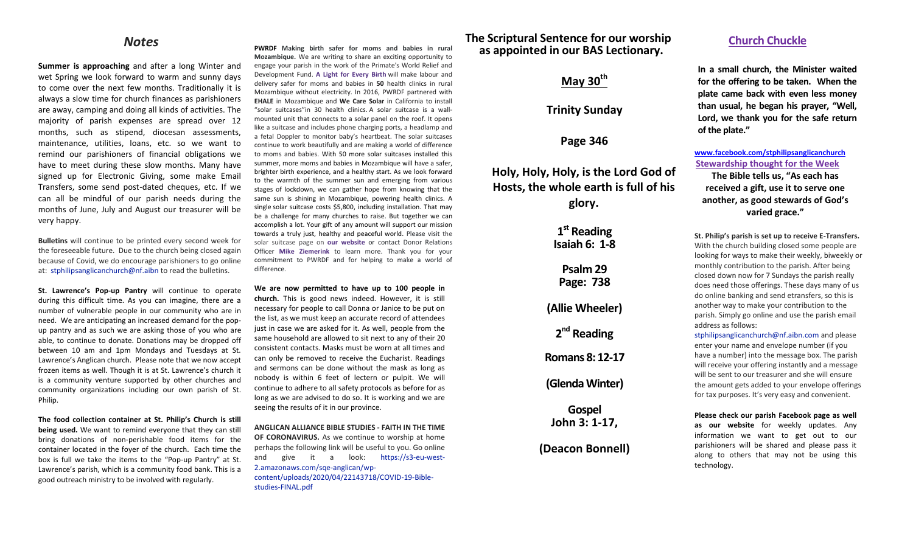# *Notes*

**Summer is approaching** and after a long Winter and wet Spring we look forward to warm and sunny days to come over the next few months. Traditionally it is always a slow time for church finances as parishioners are away, camping and doing all kinds of activities. The majority of parish expenses are spread over 12 months, such as stipend, diocesan assessments, maintenance, utilities, loans, etc. so we want to remind our parishioners of financial obligations we have to meet during these slow months. Many have signed up for Electronic Giving, some make Email Transfers, some send post-dated cheques, etc. If we can all be mindful of our parish needs during the months of June, July and August our treasurer will be very happy.

**Bulletins** will continue to be printed every second week for the foreseeable future. Due to the church being closed again because of Covid, we do encourage parishioners to go online at: stphilipsanglicanchurch@nf.aibn to read the bulletins.

**St. Lawrence's Pop-up Pantry** will continue to operate during this difficult time. As you can imagine, there are a number of vulnerable people in our community who are in need. We are anticipating an increased demand for the pop-up pantry and as such we are asking those of you who are able, to continue to donate. Donations may be dropped off between 10 am and 1pm Mondays and Tuesdays at St. Lawrence's Anglican church. Please note that we now accept frozen items as well. Though it is at St. Lawrence's church it is a community venture supported by other churches and community organizations including our own parish of St. Philip.

**The food collection container at St. Philip's Church is still being used.** We want to remind everyone that they can still bring donations of non-perishable food items for the container located in the foyer of the church. Each time the box is full we take the items to the "Pop-up Pantry" at St. Lawrence's parish, which is a community food bank. This is a good outreach ministry to be involved with regularly.

**PWRDF Making birth safer for moms and babies in rural Mozambique.** We are writing to share an exciting opportunity to engage your parish in the work of the Primate's World Relief and Development Fund. **A Light for Every Birth** will make labour and delivery safer for moms and babies in **50** health clinics in rural Mozambique without electricity. In 2016, PWRDF partnered with **EHALE** in Mozambique and **We Care Solar** in California to install "solar suitcases"in 30 health clinics. A solar suitcase is a wall-mounted unit that connects to a solar panel on the roof. It opens like a suitcase and includes phone charging ports, a headlamp and a fetal Doppler to monitor baby's heartbeat. The solar suitcases continue to work beautifully and are making a world of difference to moms and babies. With 50 more solar suitcases installed this summer, more moms and babies in Mozambique will have a safer, brighter birth experience, and a healthy start. As we look forward to the warmth of the summer sun and emerging from various stages of lockdown, we can gather hope from knowing that the same sun is shining in Mozambique, powering health clinics. A single solar suitcase costs $5,800, including installation. That may be a challenge for many churches to raise. But together we can accomplish a lot. Your gift of any amount will support our mission towards a truly just, healthy and peaceful world. Please visit the solar suitcase page on **our website** or contact Donor Relations Officer **Mike Ziemerink** to learn more. Thank you for your commitment to PWRDF and for helping to make a world of difference.

**We are now permitted to have up to 100 people in church.** This is good news indeed. However, it is still necessary for people to call Donna or Janice to be put on the list, as we must keep an accurate record of attendees just in case we are asked for it. As well, people from the same household are allowed to sit next to any of their 20 consistent contacts. Masks must be worn at all times and can only be removed to receive the Eucharist. Readings and sermons can be done without the mask as long as nobody is within 6 feet of lectern or pulpit. We will continue to adhere to all safety protocols as before for as long as we are advised to do so. It is working and we are seeing the results of it in our province.

**ANGLICAN ALLIANCE BIBLE STUDIES - FAITH IN THE TIME OF CORONAVIRUS.** As we continue to worship at home perhaps the following link will be useful to you. Go online and give it a look: https://s3-eu-west-2.amazonaws.com/sqe-anglican/wp-content/uploads/2020/04/22143718/COVID-19-Bible-studies-FINAL.pdf

## The Scriptural Sentence for our worship as appointed in our BAS Lectionary.

**May 30th**

**Trinity Sunday**

**Page 346**

**Holy, Holy, Holy, is the Lord God of Hosts, the whole earth is full of his glory.**

**1st Reading**
**Isaiah 6: 1-8**

**Psalm 29**
**Page: 738**

**(Allie Wheeler)**

**2nd Reading**

**Romans 8: 12-17**

**(Glenda Winter)**

**Gospel**
**John 3: 1-17,**

**(Deacon Bonnell)**

## Church Chuckle

**In a small church, the Minister waited for the offering to be taken. When the plate came back with even less money than usual, he began his prayer, "Well, Lord, we thank you for the safe return of the plate."**

**www.facebook.com/stphilipsanglicanchurch**

**Stewardship thought for the Week**

**The Bible tells us, "As each has received a gift, use it to serve one another, as good stewards of God's varied grace."**

**St. Philip's parish is set up to receive E-Transfers.** With the church building closed some people are looking for ways to make their weekly, biweekly or monthly contribution to the parish. After being closed down now for 7 Sundays the parish really does need those offerings. These days many of us do online banking and send etransfers, so this is another way to make your contribution to the parish. Simply go online and use the parish email address as follows:
stphilipsanglicanchurch@nf.aibn.com and please enter your name and envelope number (if you have a number) into the message box. The parish will receive your offering instantly and a message will be sent to our treasurer and she will ensure the amount gets added to your envelope offerings for tax purposes. It's very easy and convenient.

**Please check our parish Facebook page as well as our website** for weekly updates. Any information we want to get out to our parishioners will be shared and please pass it along to others that may not be using this technology.